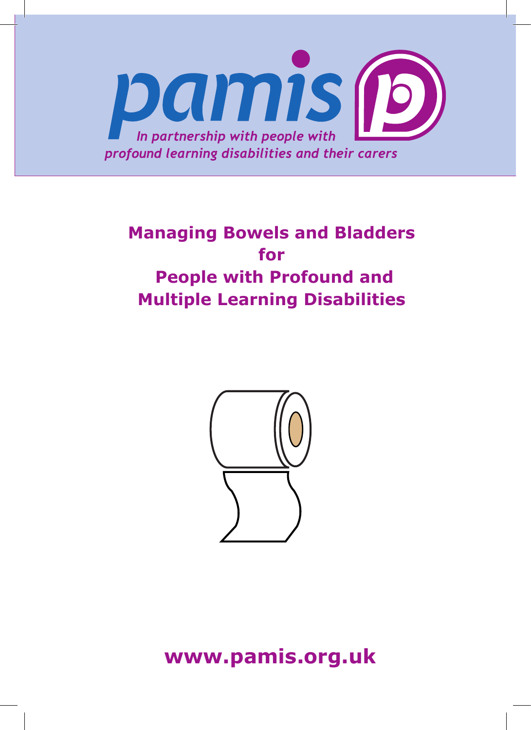pamis

*In partnership with people with profound learning disabilities and their carers*

# Managing Bowels and Bladders for People with Profound and Multiple Learning Disabilities

**www.pamis.org.uk**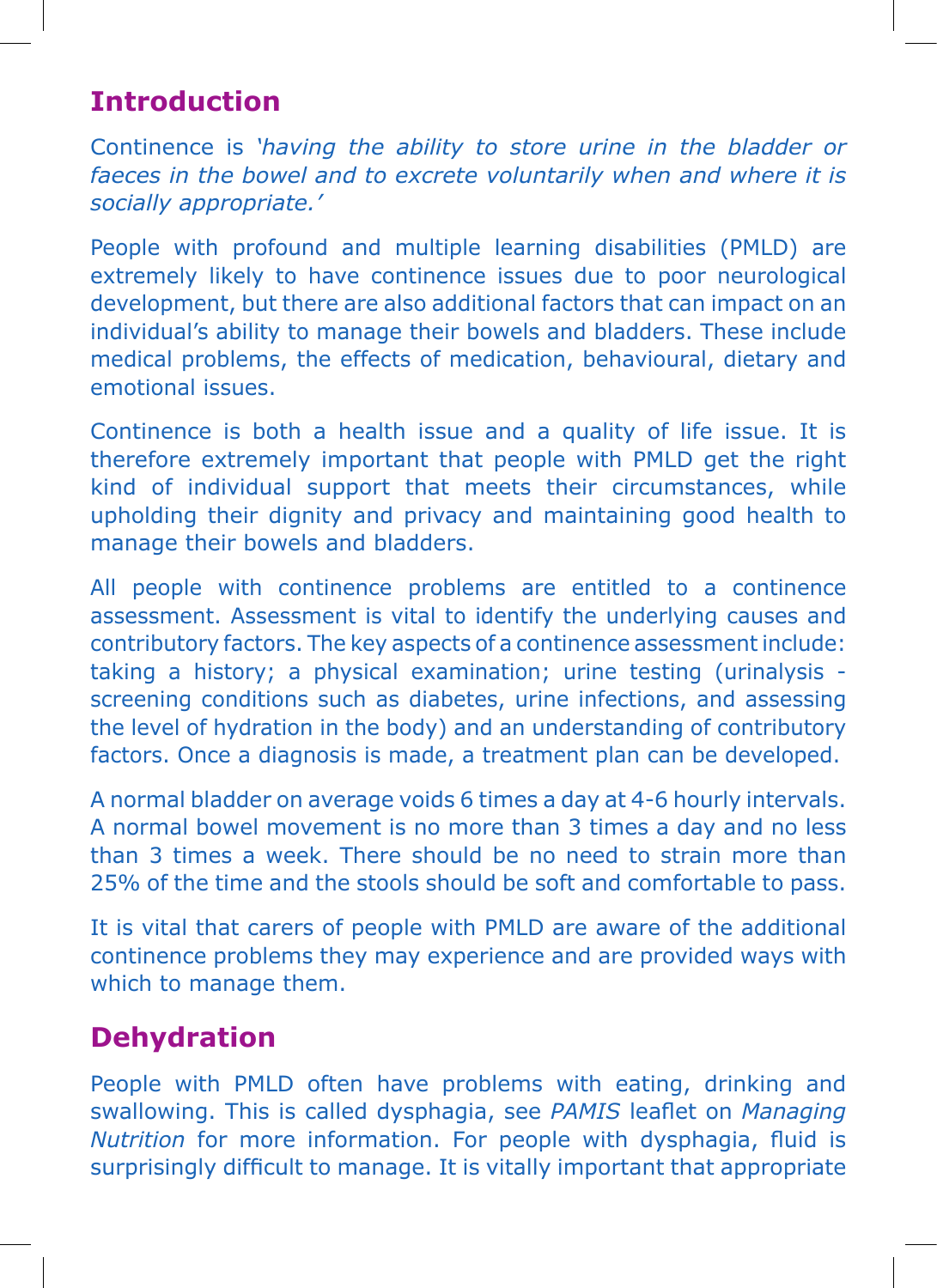## Introduction

Continence is *'having the ability to store urine in the bladder or faeces in the bowel and to excrete voluntarily when and where it is socially appropriate.'*

People with profound and multiple learning disabilities (PMLD) are extremely likely to have continence issues due to poor neurological development, but there are also additional factors that can impact on an individual's ability to manage their bowels and bladders. These include medical problems, the effects of medication, behavioural, dietary and emotional issues.

Continence is both a health issue and a quality of life issue. It is therefore extremely important that people with PMLD get the right kind of individual support that meets their circumstances, while upholding their dignity and privacy and maintaining good health to manage their bowels and bladders.

All people with continence problems are entitled to a continence assessment. Assessment is vital to identify the underlying causes and contributory factors. The key aspects of a continence assessment include: taking a history; a physical examination; urine testing (urinalysis - screening conditions such as diabetes, urine infections, and assessing the level of hydration in the body) and an understanding of contributory factors. Once a diagnosis is made, a treatment plan can be developed.

A normal bladder on average voids 6 times a day at 4-6 hourly intervals. A normal bowel movement is no more than 3 times a day and no less than 3 times a week. There should be no need to strain more than 25% of the time and the stools should be soft and comfortable to pass.

It is vital that carers of people with PMLD are aware of the additional continence problems they may experience and are provided ways with which to manage them.

## Dehydration

People with PMLD often have problems with eating, drinking and swallowing. This is called dysphagia, see *PAMIS* leaflet on *Managing Nutrition* for more information. For people with dysphagia, fluid is surprisingly difficult to manage. It is vitally important that appropriate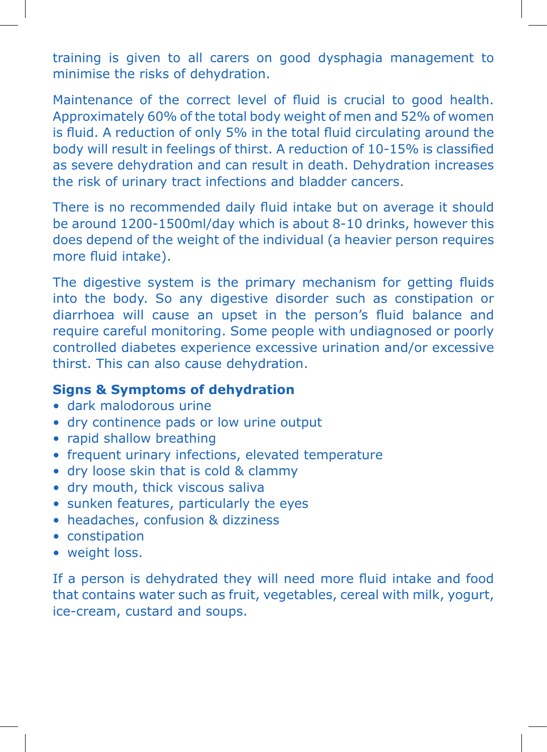training is given to all carers on good dysphagia management to minimise the risks of dehydration.

Maintenance of the correct level of fluid is crucial to good health. Approximately 60% of the total body weight of men and 52% of women is fluid. A reduction of only 5% in the total fluid circulating around the body will result in feelings of thirst. A reduction of 10-15% is classified as severe dehydration and can result in death. Dehydration increases the risk of urinary tract infections and bladder cancers.

There is no recommended daily fluid intake but on average it should be around 1200-1500ml/day which is about 8-10 drinks, however this does depend of the weight of the individual (a heavier person requires more fluid intake).

The digestive system is the primary mechanism for getting fluids into the body. So any digestive disorder such as constipation or diarrhoea will cause an upset in the person's fluid balance and require careful monitoring. Some people with undiagnosed or poorly controlled diabetes experience excessive urination and/or excessive thirst. This can also cause dehydration.

**Signs & Symptoms of dehydration**

- dark malodorous urine
- dry continence pads or low urine output
- rapid shallow breathing
- frequent urinary infections, elevated temperature
- dry loose skin that is cold & clammy
- dry mouth, thick viscous saliva
- sunken features, particularly the eyes
- headaches, confusion & dizziness
- constipation
- weight loss.

If a person is dehydrated they will need more fluid intake and food that contains water such as fruit, vegetables, cereal with milk, yogurt, ice-cream, custard and soups.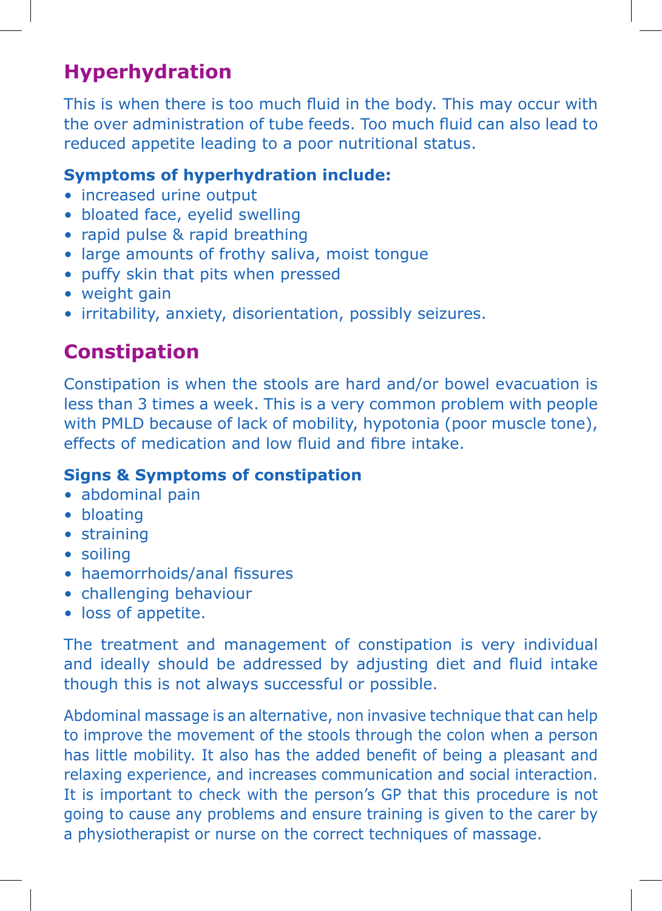## Hyperhydration

This is when there is too much fluid in the body. This may occur with the over administration of tube feeds. Too much fluid can also lead to reduced appetite leading to a poor nutritional status.

### Symptoms of hyperhydration include:

- increased urine output
- bloated face, eyelid swelling
- rapid pulse & rapid breathing
- large amounts of frothy saliva, moist tongue
- puffy skin that pits when pressed
- weight gain
- irritability, anxiety, disorientation, possibly seizures.

## Constipation

Constipation is when the stools are hard and/or bowel evacuation is less than 3 times a week. This is a very common problem with people with PMLD because of lack of mobility, hypotonia (poor muscle tone), effects of medication and low fluid and fibre intake.

### Signs & Symptoms of constipation

- abdominal pain
- bloating
- straining
- soiling
- haemorrhoids/anal fissures
- challenging behaviour
- loss of appetite.

The treatment and management of constipation is very individual and ideally should be addressed by adjusting diet and fluid intake though this is not always successful or possible.

Abdominal massage is an alternative, non invasive technique that can help to improve the movement of the stools through the colon when a person has little mobility. It also has the added benefit of being a pleasant and relaxing experience, and increases communication and social interaction. It is important to check with the person's GP that this procedure is not going to cause any problems and ensure training is given to the carer by a physiotherapist or nurse on the correct techniques of massage.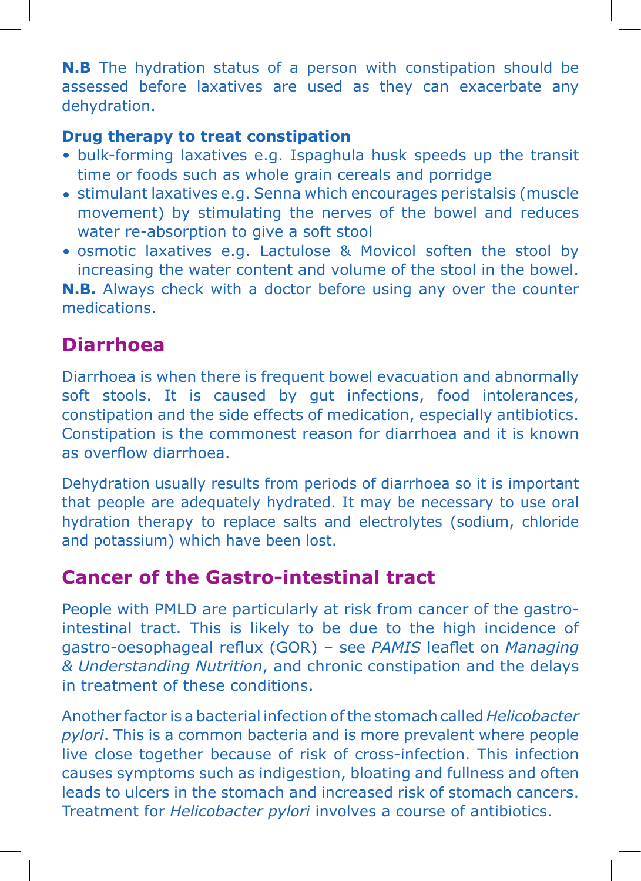**N.B** The hydration status of a person with constipation should be assessed before laxatives are used as they can exacerbate any dehydration.

**Drug therapy to treat constipation**

- bulk-forming laxatives e.g. Ispaghula husk speeds up the transit time or foods such as whole grain cereals and porridge
- stimulant laxatives e.g. Senna which encourages peristalsis (muscle movement) by stimulating the nerves of the bowel and reduces water re-absorption to give a soft stool
- osmotic laxatives e.g. Lactulose & Movicol soften the stool by increasing the water content and volume of the stool in the bowel.

**N.B.** Always check with a doctor before using any over the counter medications.

## Diarrhoea

Diarrhoea is when there is frequent bowel evacuation and abnormally soft stools. It is caused by gut infections, food intolerances, constipation and the side effects of medication, especially antibiotics. Constipation is the commonest reason for diarrhoea and it is known as overflow diarrhoea.

Dehydration usually results from periods of diarrhoea so it is important that people are adequately hydrated. It may be necessary to use oral hydration therapy to replace salts and electrolytes (sodium, chloride and potassium) which have been lost.

## Cancer of the Gastro-intestinal tract

People with PMLD are particularly at risk from cancer of the gastro-intestinal tract. This is likely to be due to the high incidence of gastro-oesophageal reflux (GOR) – see *PAMIS* leaflet on *Managing & Understanding Nutrition*, and chronic constipation and the delays in treatment of these conditions.

Another factor is a bacterial infection of the stomach called *Helicobacter pylori*. This is a common bacteria and is more prevalent where people live close together because of risk of cross-infection. This infection causes symptoms such as indigestion, bloating and fullness and often leads to ulcers in the stomach and increased risk of stomach cancers. Treatment for *Helicobacter pylori* involves a course of antibiotics.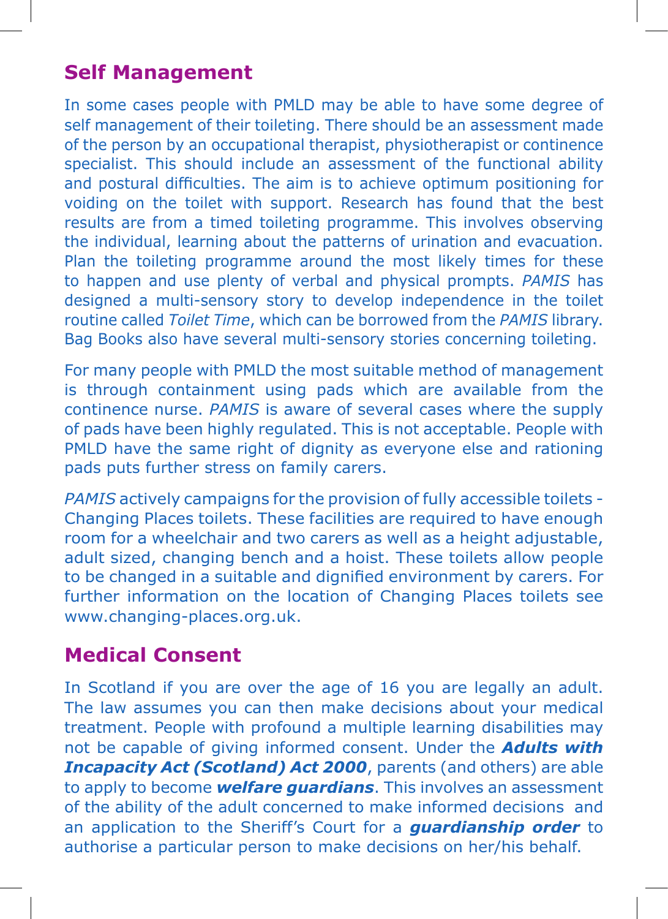## Self Management

In some cases people with PMLD may be able to have some degree of self management of their toileting. There should be an assessment made of the person by an occupational therapist, physiotherapist or continence specialist. This should include an assessment of the functional ability and postural difficulties. The aim is to achieve optimum positioning for voiding on the toilet with support. Research has found that the best results are from a timed toileting programme. This involves observing the individual, learning about the patterns of urination and evacuation. Plan the toileting programme around the most likely times for these to happen and use plenty of verbal and physical prompts. *PAMIS* has designed a multi-sensory story to develop independence in the toilet routine called *Toilet Time*, which can be borrowed from the *PAMIS* library. Bag Books also have several multi-sensory stories concerning toileting.

For many people with PMLD the most suitable method of management is through containment using pads which are available from the continence nurse. *PAMIS* is aware of several cases where the supply of pads have been highly regulated. This is not acceptable. People with PMLD have the same right of dignity as everyone else and rationing pads puts further stress on family carers.

*PAMIS* actively campaigns for the provision of fully accessible toilets - Changing Places toilets. These facilities are required to have enough room for a wheelchair and two carers as well as a height adjustable, adult sized, changing bench and a hoist. These toilets allow people to be changed in a suitable and dignified environment by carers. For further information on the location of Changing Places toilets see www.changing-places.org.uk.

## Medical Consent

In Scotland if you are over the age of 16 you are legally an adult. The law assumes you can then make decisions about your medical treatment. People with profound a multiple learning disabilities may not be capable of giving informed consent. Under the ***Adults with Incapacity Act (Scotland) Act 2000***, parents (and others) are able to apply to become ***welfare guardians***. This involves an assessment of the ability of the adult concerned to make informed decisions and an application to the Sheriff's Court for a ***guardianship order*** to authorise a particular person to make decisions on her/his behalf.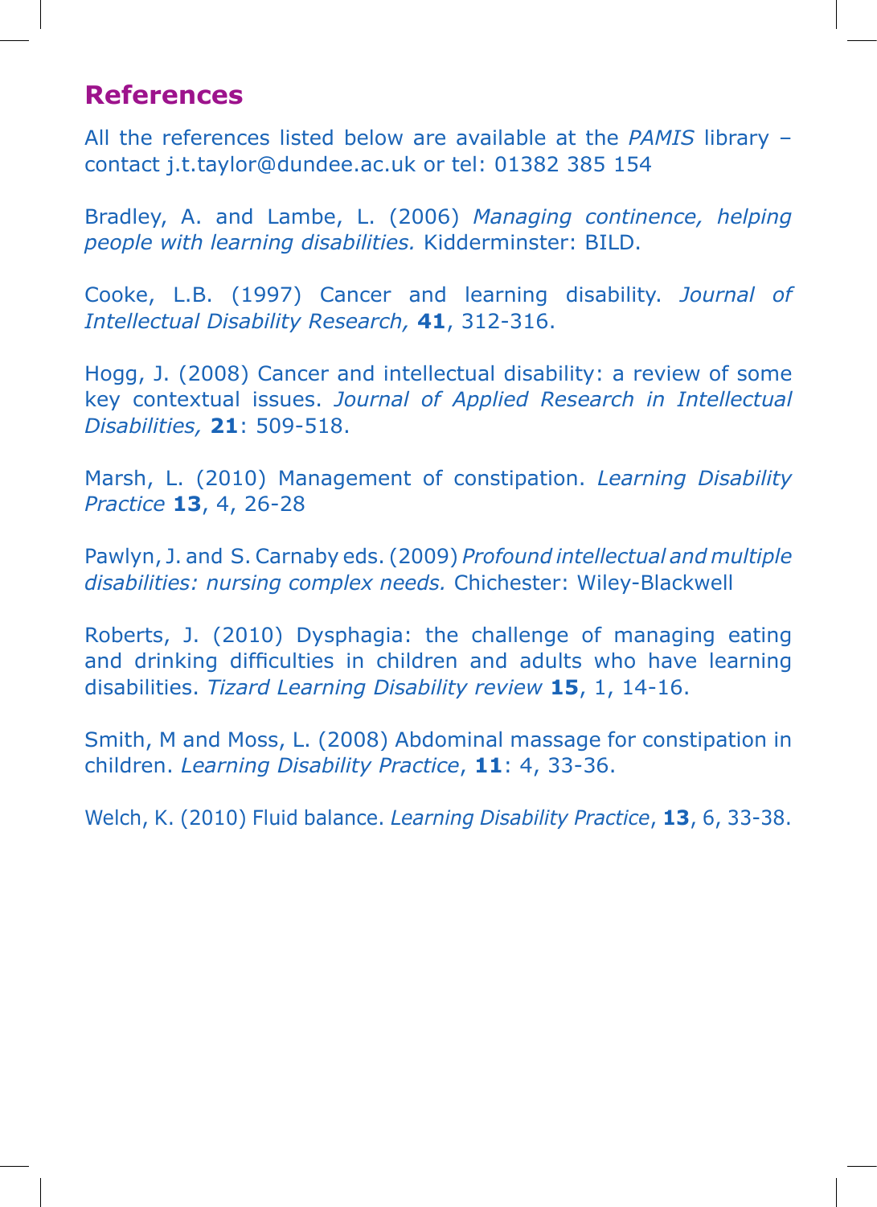## References

All the references listed below are available at the *PAMIS* library – contact j.t.taylor@dundee.ac.uk or tel: 01382 385 154

Bradley, A. and Lambe, L. (2006) *Managing continence, helping people with learning disabilities.* Kidderminster: BILD.

Cooke, L.B. (1997) Cancer and learning disability. *Journal of Intellectual Disability Research,* **41**, 312-316.

Hogg, J. (2008) Cancer and intellectual disability: a review of some key contextual issues. *Journal of Applied Research in Intellectual Disabilities,* **21**: 509-518.

Marsh, L. (2010) Management of constipation. *Learning Disability Practice* **13**, 4, 26-28

Pawlyn, J. and S. Carnaby eds. (2009) *Profound intellectual and multiple disabilities: nursing complex needs.* Chichester: Wiley-Blackwell

Roberts, J. (2010) Dysphagia: the challenge of managing eating and drinking difficulties in children and adults who have learning disabilities. *Tizard Learning Disability review* **15**, 1, 14-16.

Smith, M and Moss, L. (2008) Abdominal massage for constipation in children. *Learning Disability Practice*, **11**: 4, 33-36.

Welch, K. (2010) Fluid balance. *Learning Disability Practice*, **13**, 6, 33-38.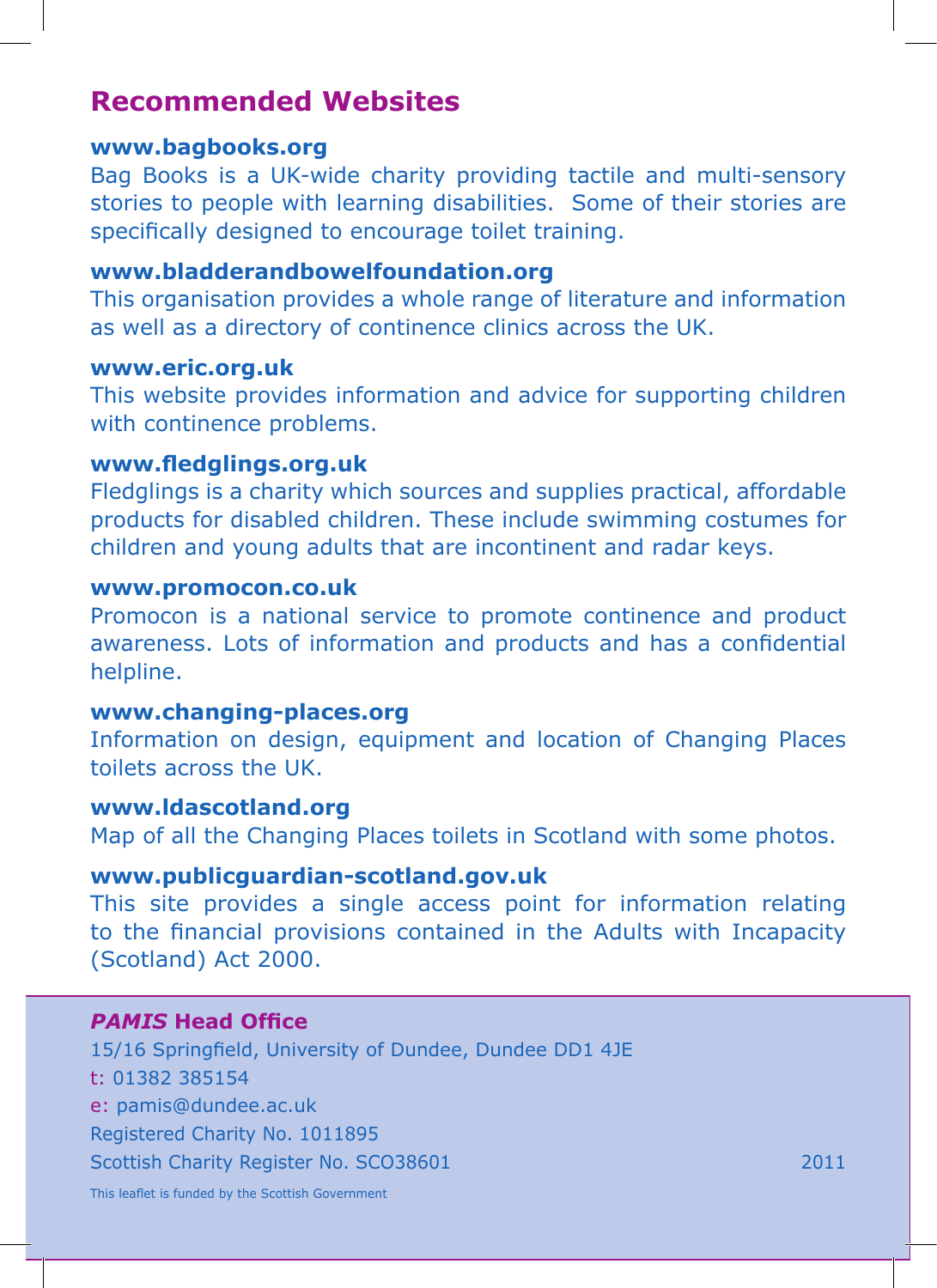## Recommended Websites

**www.bagbooks.org**
Bag Books is a UK-wide charity providing tactile and multi-sensory stories to people with learning disabilities. Some of their stories are specifically designed to encourage toilet training.

**www.bladderandbowelfoundation.org**
This organisation provides a whole range of literature and information as well as a directory of continence clinics across the UK.

**www.eric.org.uk**
This website provides information and advice for supporting children with continence problems.

**www.fledglings.org.uk**
Fledglings is a charity which sources and supplies practical, affordable products for disabled children. These include swimming costumes for children and young adults that are incontinent and radar keys.

**www.promocon.co.uk**
Promocon is a national service to promote continence and product awareness. Lots of information and products and has a confidential helpline.

**www.changing-places.org**
Information on design, equipment and location of Changing Places toilets across the UK.

**www.ldascotland.org**
Map of all the Changing Places toilets in Scotland with some photos.

**www.publicguardian-scotland.gov.uk**
This site provides a single access point for information relating to the financial provisions contained in the Adults with Incapacity (Scotland) Act 2000.

***PAMIS* Head Office**
15/16 Springfield, University of Dundee, Dundee DD1 4JE
t: 01382 385154
e: pamis@dundee.ac.uk
Registered Charity No. 1011895
Scottish Charity Register No. SCO38601 2011

This leaflet is funded by the Scottish Government